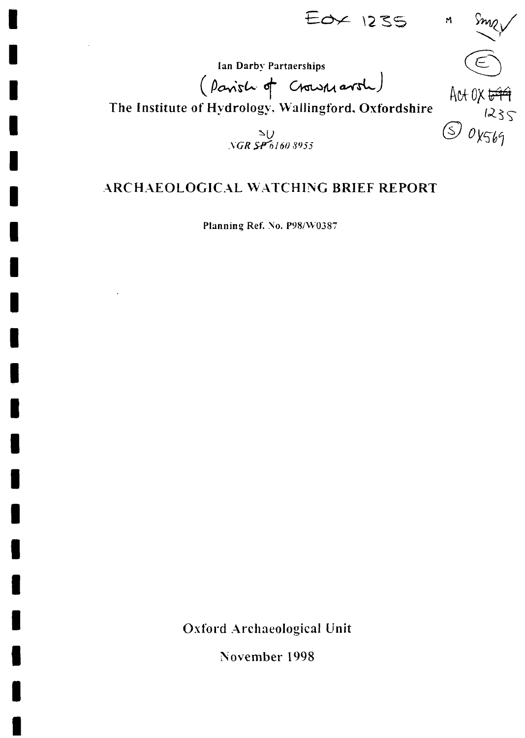EOX 1235 M SMR ✓

(E)

Act OX ~~644~~ 1235

(S) OX569

Ian Darby Partnerships

(Parish of Crowmarsh)

The Institute of Hydrology, Wallingford, Oxfordshire

*NGR ~~SP~~ SU 6160 8955*

# ARCHAEOLOGICAL WATCHING BRIEF REPORT

Planning Ref. No. P98/W0387

Oxford Archaeological Unit

November 1998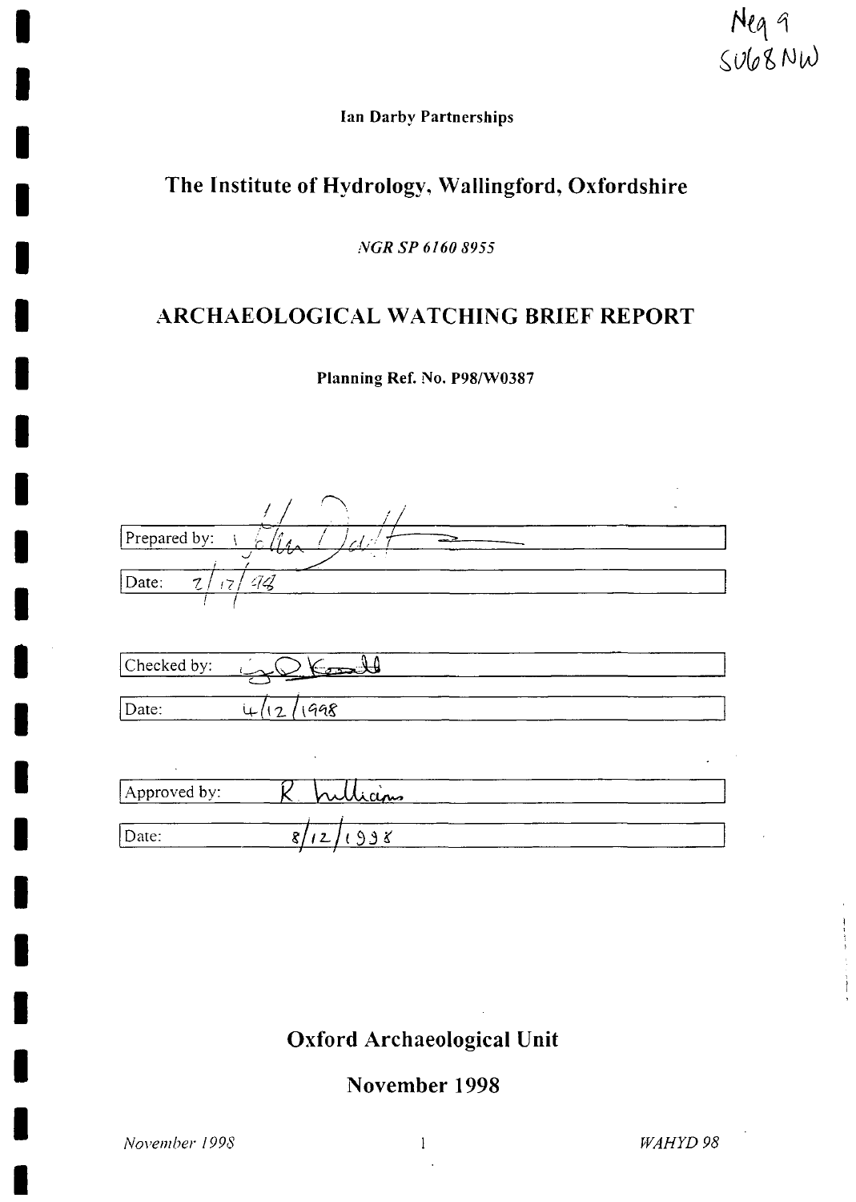Neg 9
SU68NW

**Ian Darby Partnerships**

# The Institute of Hydrology, Wallingford, Oxfordshire

*NGR SP 6160 8955*

# ARCHAEOLOGICAL WATCHING BRIEF REPORT

**Planning Ref. No. P98/W0387**

| | |
|---|---|
| Prepared by: | |
| Date: | 2/12/98 |

| | |
|---|---|
| Checked by: | |
| Date: | 4/12/1998 |

| | |
|---|---|
| Approved by: | R. Williams |
| Date: | 8/12/1998 |

## Oxford Archaeological Unit

## November 1998

*November 1998* | *WAHYD 98*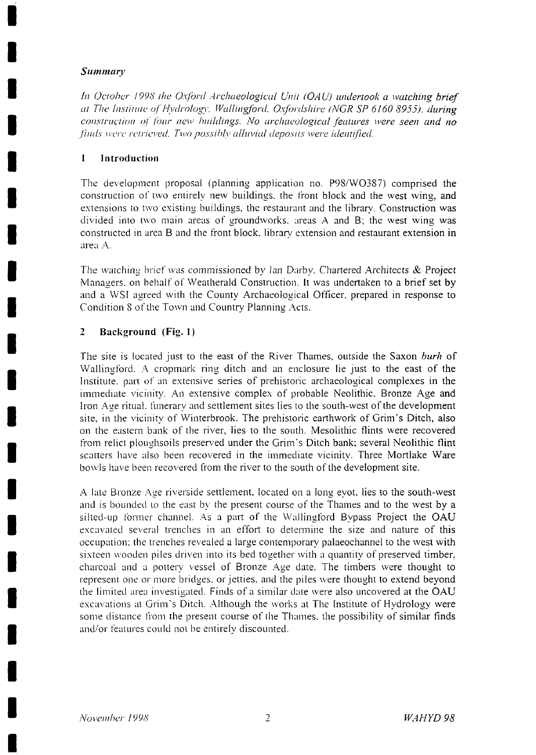### *Summary*

*In October 1998 the Oxford Archaeological Unit (OAU) undertook a watching brief at The Institute of Hydrology, Wallingford, Oxfordshire (NGR SP 6160 8955), during construction of four new buildings. No archaeological features were seen and no finds were retrieved. Two possibly alluvial deposits were identified.*

## 1 Introduction

The development proposal (planning application no. P98/WO387) comprised the construction of two entirely new buildings, the front block and the west wing, and extensions to two existing buildings, the restaurant and the library. Construction was divided into two main areas of groundworks, areas A and B; the west wing was constructed in area B and the front block, library extension and restaurant extension in area A.

The watching brief was commissioned by Ian Darby, Chartered Architects & Project Managers, on behalf of Weatherald Construction. It was undertaken to a brief set by and a WSI agreed with the County Archaeological Officer, prepared in response to Condition 8 of the Town and Country Planning Acts.

## 2 Background (Fig. 1)

The site is located just to the east of the River Thames, outside the Saxon *burh* of Wallingford. A cropmark ring ditch and an enclosure lie just to the east of the Institute, part of an extensive series of prehistoric archaeological complexes in the immediate vicinity. An extensive complex of probable Neolithic, Bronze Age and Iron Age ritual, funerary and settlement sites lies to the south-west of the development site, in the vicinity of Winterbrook. The prehistoric earthwork of Grim's Ditch, also on the eastern bank of the river, lies to the south. Mesolithic flints were recovered from relict ploughsoils preserved under the Grim's Ditch bank; several Neolithic flint scatters have also been recovered in the immediate vicinity. Three Mortlake Ware bowls have been recovered from the river to the south of the development site.

A late Bronze Age riverside settlement, located on a long eyot, lies to the south-west and is bounded to the east by the present course of the Thames and to the west by a silted-up former channel. As a part of the Wallingford Bypass Project the OAU excavated several trenches in an effort to determine the size and nature of this occupation; the trenches revealed a large contemporary palaeochannel to the west with sixteen wooden piles driven into its bed together with a quantity of preserved timber, charcoal and a pottery vessel of Bronze Age date. The timbers were thought to represent one or more bridges, or jetties, and the piles were thought to extend beyond the limited area investigated. Finds of a similar date were also uncovered at the OAU excavations at Grim's Ditch. Although the works at The Institute of Hydrology were some distance from the present course of the Thames, the possibility of similar finds and/or features could not be entirely discounted.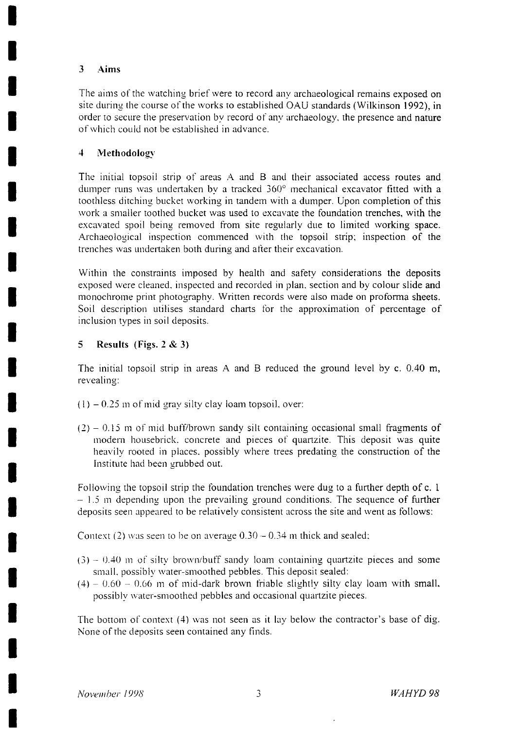## 3 Aims

The aims of the watching brief were to record any archaeological remains exposed on site during the course of the works to established OAU standards (Wilkinson 1992), in order to secure the preservation by record of any archaeology, the presence and nature of which could not be established in advance.

## 4 Methodology

The initial topsoil strip of areas A and B and their associated access routes and dumper runs was undertaken by a tracked 360° mechanical excavator fitted with a toothless ditching bucket working in tandem with a dumper. Upon completion of this work a smaller toothed bucket was used to excavate the foundation trenches, with the excavated spoil being removed from site regularly due to limited working space. Archaeological inspection commenced with the topsoil strip; inspection of the trenches was undertaken both during and after their excavation.

Within the constraints imposed by health and safety considerations the deposits exposed were cleaned, inspected and recorded in plan, section and by colour slide and monochrome print photography. Written records were also made on proforma sheets. Soil description utilises standard charts for the approximation of percentage of inclusion types in soil deposits.

## 5 Results (Figs. 2 & 3)

The initial topsoil strip in areas A and B reduced the ground level by c. 0.40 m, revealing:

(1) – 0.25 m of mid gray silty clay loam topsoil, over:

(2) – 0.15 m of mid buff/brown sandy silt containing occasional small fragments of modern housebrick, concrete and pieces of quartzite. This deposit was quite heavily rooted in places, possibly where trees predating the construction of the Institute had been grubbed out.

Following the topsoil strip the foundation trenches were dug to a further depth of c. 1 – 1.5 m depending upon the prevailing ground conditions. The sequence of further deposits seen appeared to be relatively consistent across the site and went as follows:

Context (2) was seen to be on average 0.30 – 0.34 m thick and sealed:

(3) – 0.40 m of silty brown/buff sandy loam containing quartzite pieces and some small, possibly water-smoothed pebbles. This deposit sealed:

(4) – 0.60 – 0.66 m of mid-dark brown friable slightly silty clay loam with small, possibly water-smoothed pebbles and occasional quartzite pieces.

The bottom of context (4) was not seen as it lay below the contractor's base of dig. None of the deposits seen contained any finds.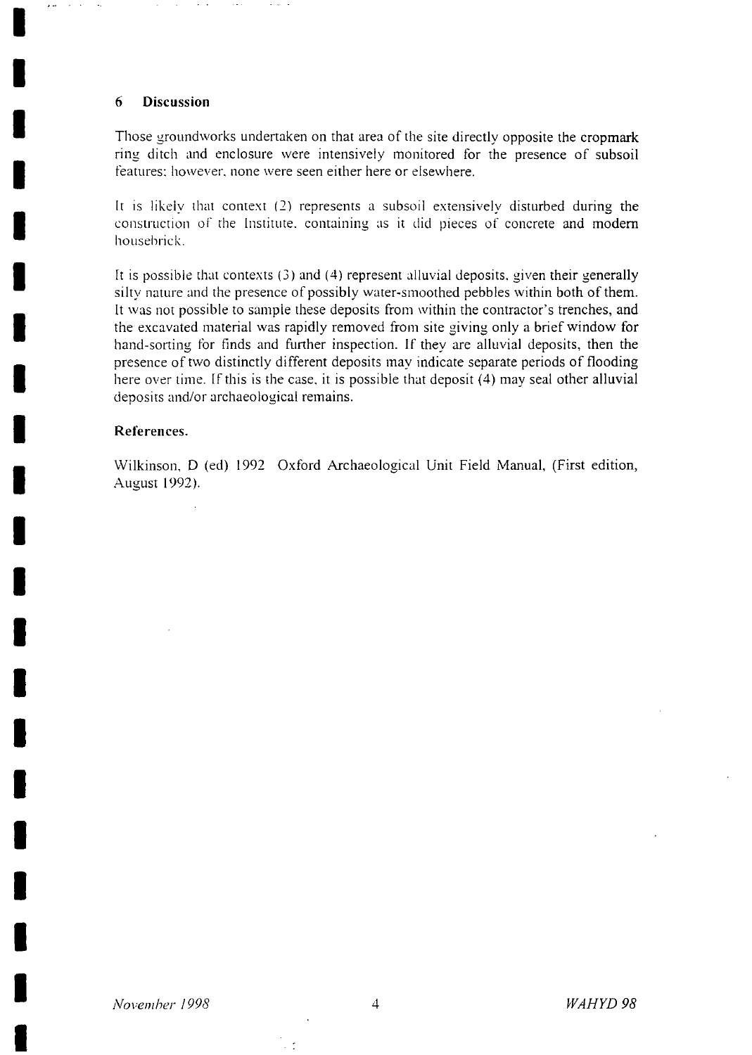## 6 Discussion

Those groundworks undertaken on that area of the site directly opposite the cropmark ring ditch and enclosure were intensively monitored for the presence of subsoil features; however, none were seen either here or elsewhere.

It is likely that context (2) represents a subsoil extensively disturbed during the construction of the Institute, containing as it did pieces of concrete and modern housebrick.

It is possible that contexts (3) and (4) represent alluvial deposits, given their generally silty nature and the presence of possibly water-smoothed pebbles within both of them. It was not possible to sample these deposits from within the contractor's trenches, and the excavated material was rapidly removed from site giving only a brief window for hand-sorting for finds and further inspection. If they are alluvial deposits, then the presence of two distinctly different deposits may indicate separate periods of flooding here over time. If this is the case, it is possible that deposit (4) may seal other alluvial deposits and/or archaeological remains.

### References.

Wilkinson, D (ed) 1992 Oxford Archaeological Unit Field Manual, (First edition, August 1992).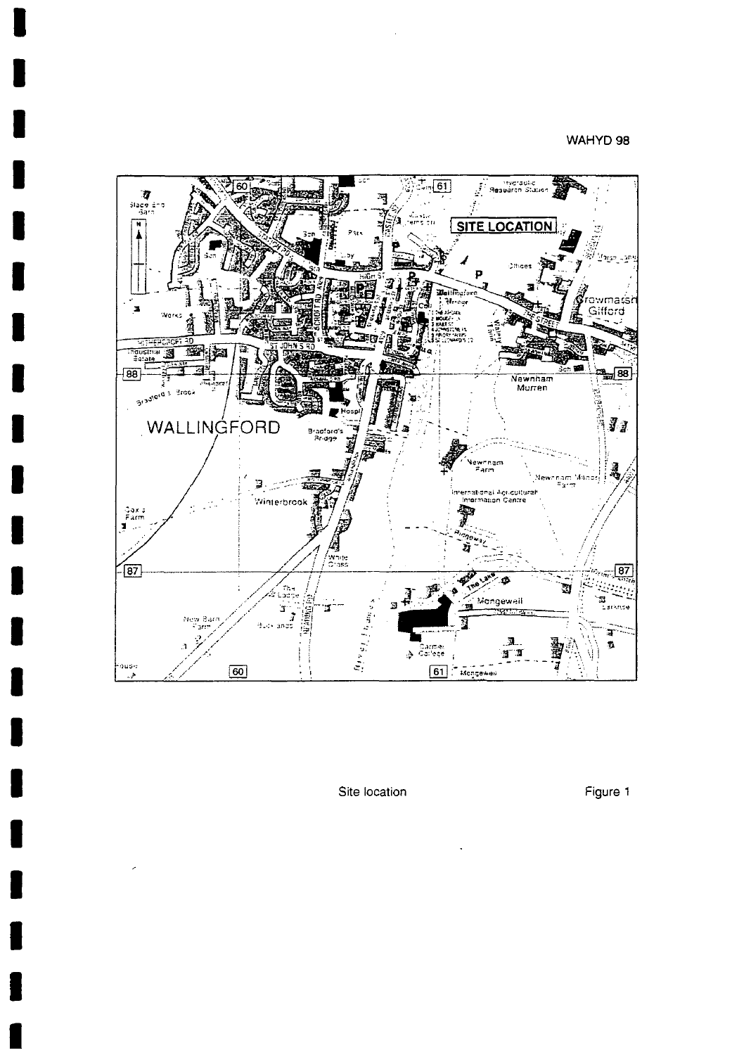WAHYD 98

Site location

Figure 1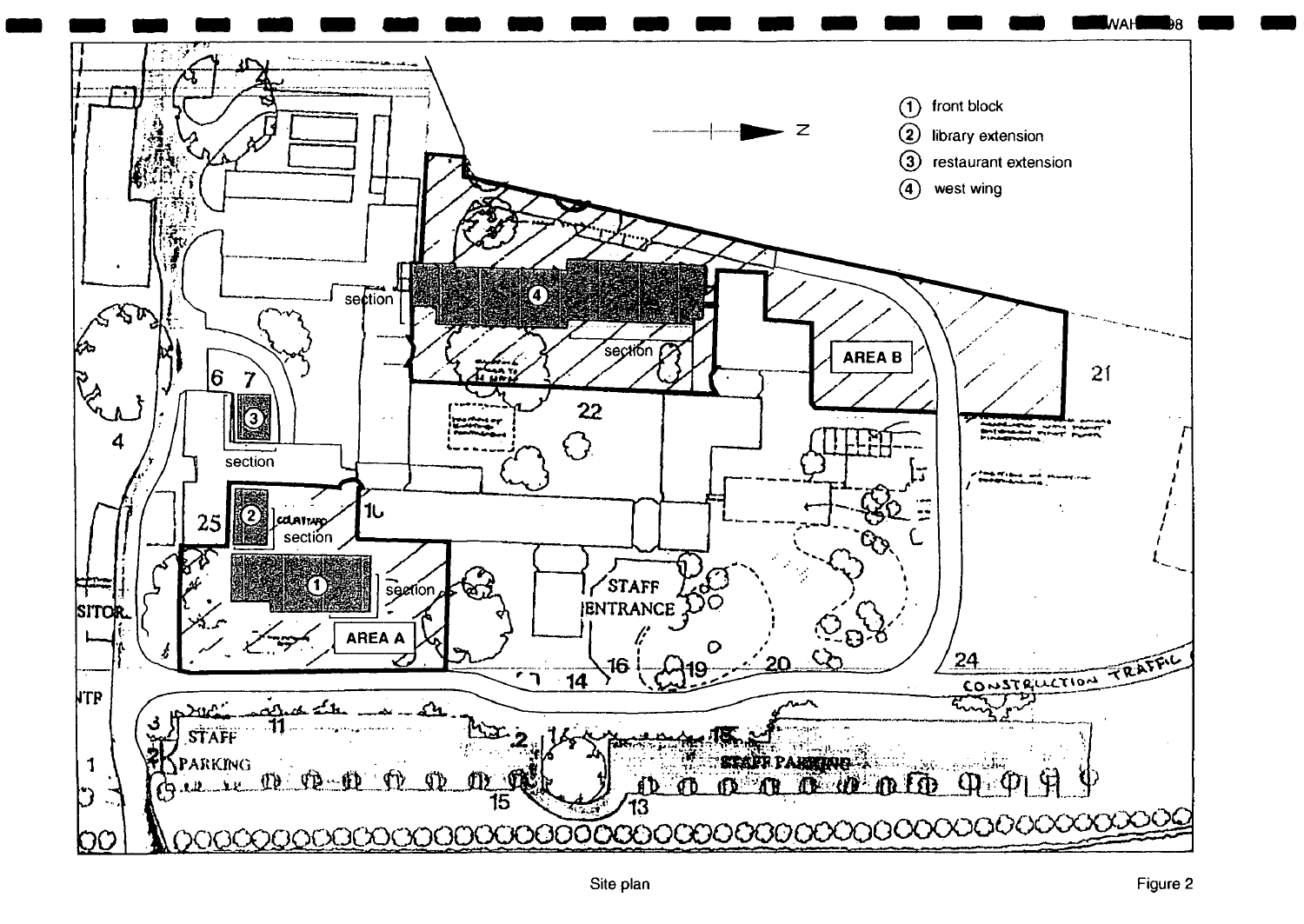① front block
② library extension
③ restaurant extension
④ west wing

Site plan

Figure 2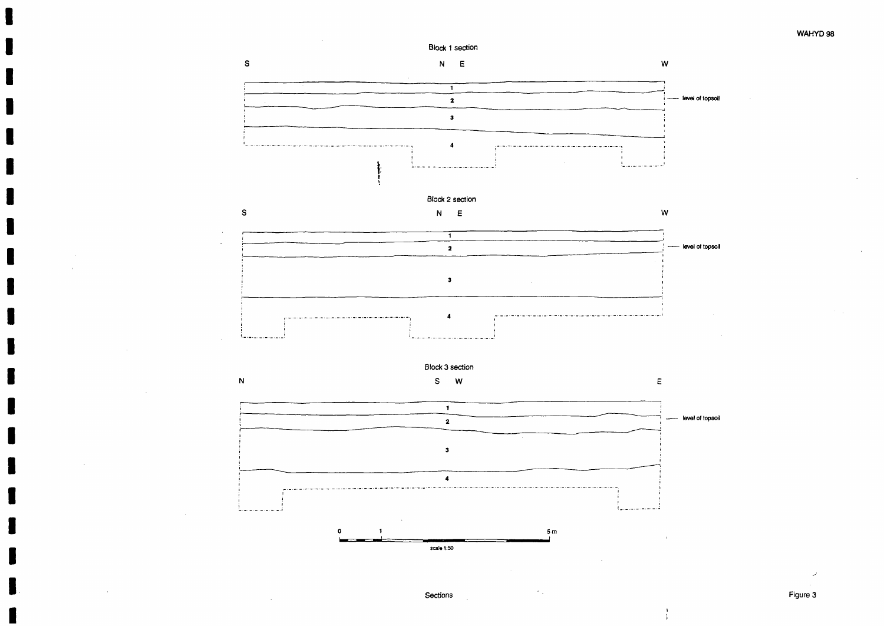Block 1 section

S N E W

1

2 — level of topsoil

3

4

Block 2 section

S N E W

1

2 — level of topsoil

3

4

Block 3 section

N S W E

1

2 — level of topsoil

3

4

0 1 5 m

scale 1:50

Sections

Figure 3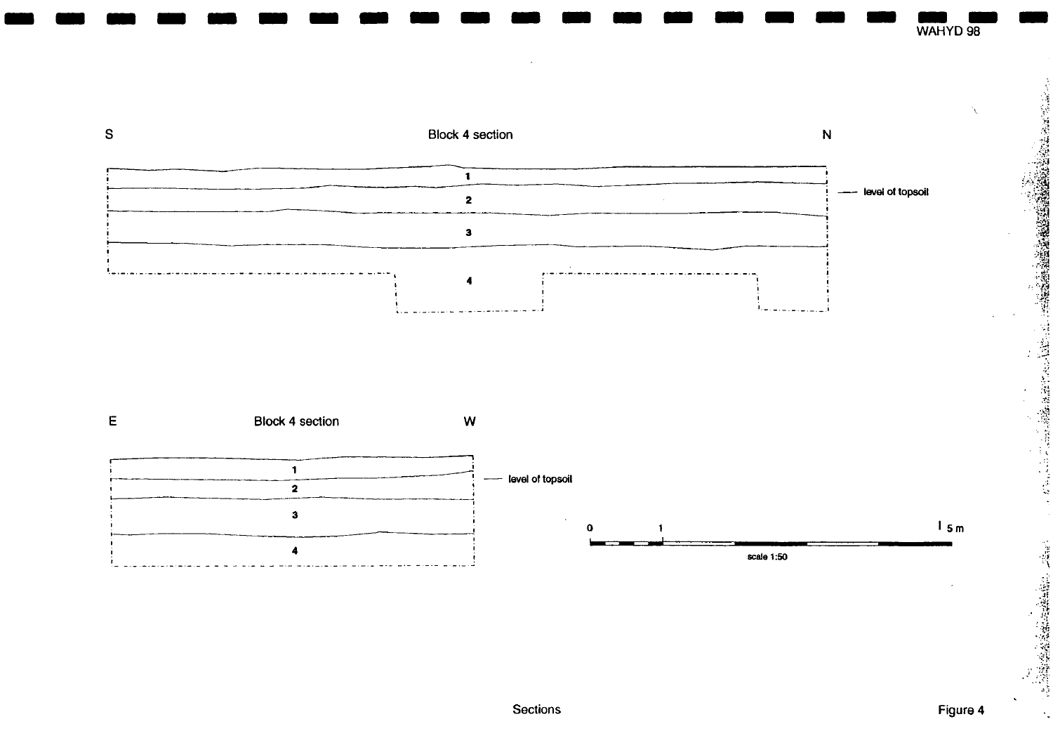S Block 4 section N

1

2

3

4

— level of topsoil

E Block 4 section W

1

2

3

4

— level of topsoil

0 1 5 m

scale 1:50

Sections

Figure 4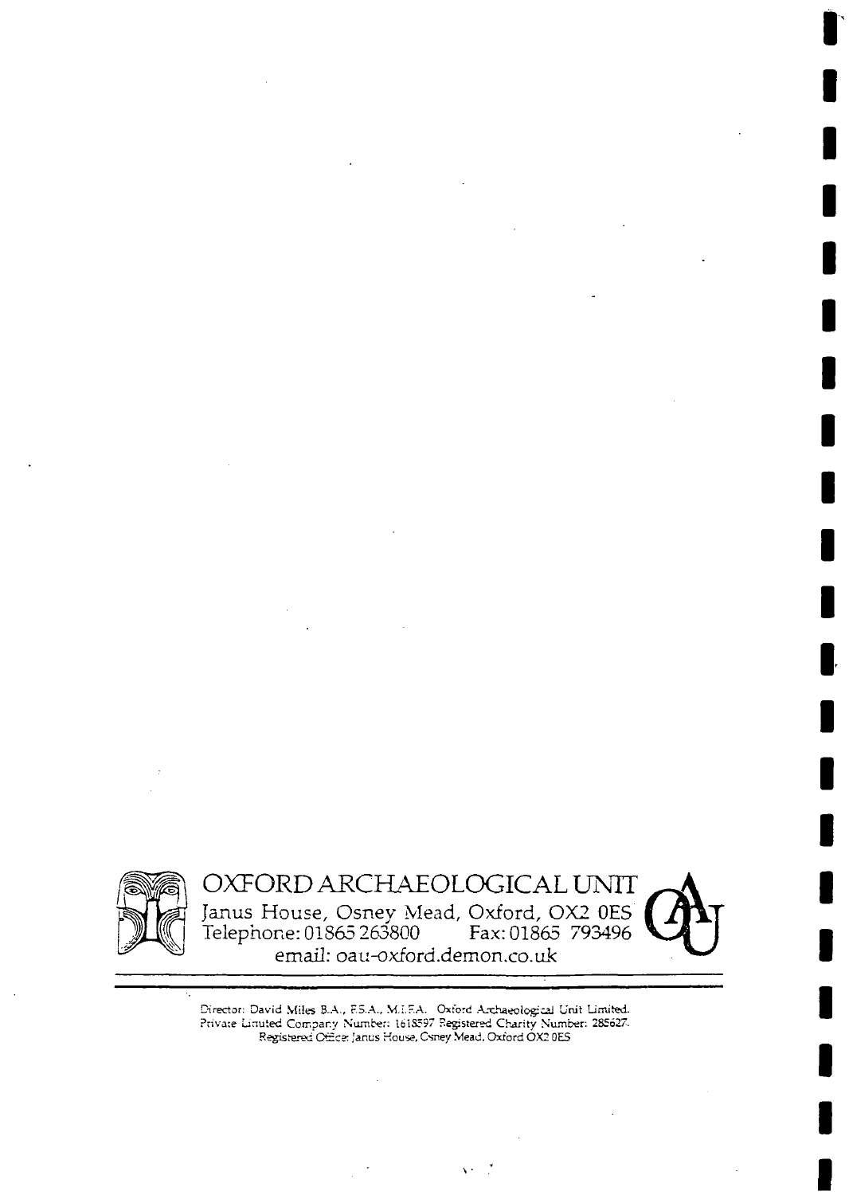OXFORD ARCHAEOLOGICAL UNIT

Janus House, Osney Mead, Oxford, OX2 0ES

Telephone: 01865 263800 Fax: 01865 793496

email: oau-oxford.demon.co.uk

Director: David Miles B.A., F.S.A., M.I.F.A. Oxford Archaeological Unit Limited.
Private Limited Company Number: 1618597 Registered Charity Number: 285627.
Registered Office: Janus House, Osney Mead, Oxford OX2 0ES